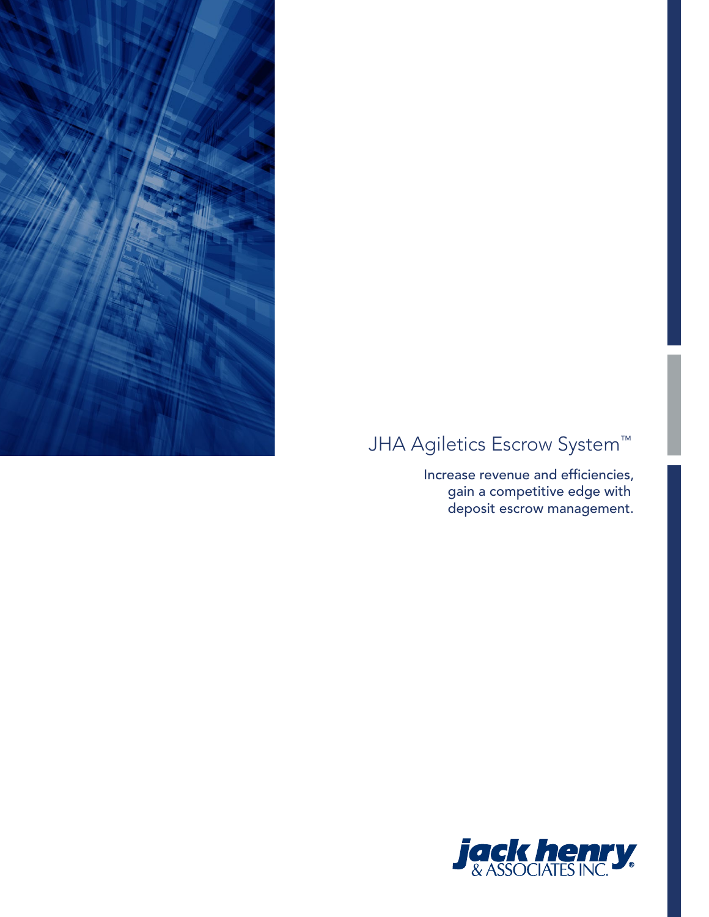# JHA Agiletics Escrow System™

Increase revenue and efficiencies, gain a competitive edge with deposit escrow management.

jack henry & ASSOCIATES INC.®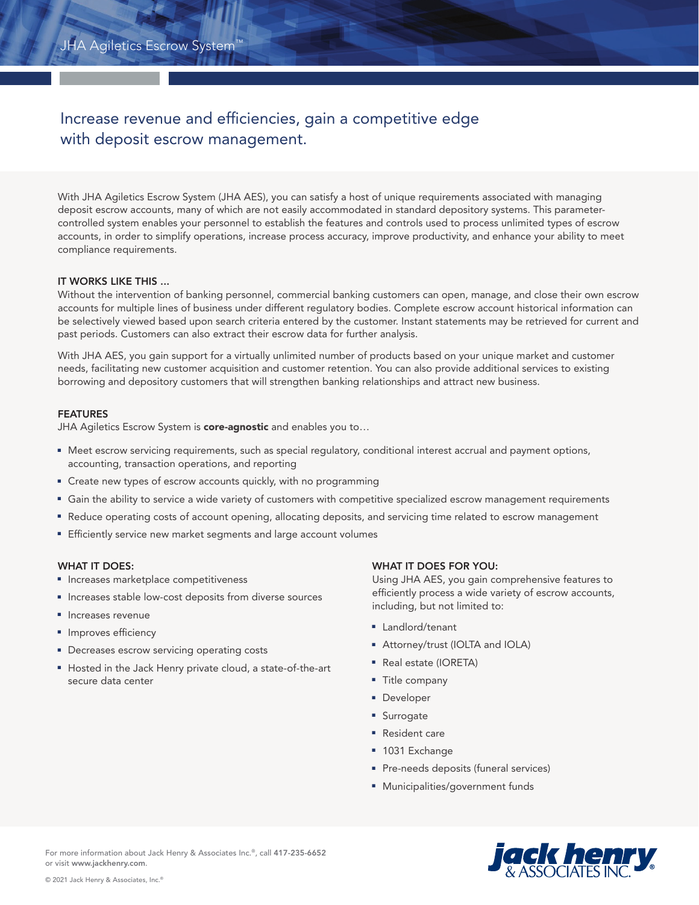JHA Agiletics Escrow System™

# Increase revenue and efficiencies, gain a competitive edge with deposit escrow management.

With JHA Agiletics Escrow System (JHA AES), you can satisfy a host of unique requirements associated with managing deposit escrow accounts, many of which are not easily accommodated in standard depository systems. This parameter-controlled system enables your personnel to establish the features and controls used to process unlimited types of escrow accounts, in order to simplify operations, increase process accuracy, improve productivity, and enhance your ability to meet compliance requirements.

## IT WORKS LIKE THIS …

Without the intervention of banking personnel, commercial banking customers can open, manage, and close their own escrow accounts for multiple lines of business under different regulatory bodies. Complete escrow account historical information can be selectively viewed based upon search criteria entered by the customer. Instant statements may be retrieved for current and past periods. Customers can also extract their escrow data for further analysis.

With JHA AES, you gain support for a virtually unlimited number of products based on your unique market and customer needs, facilitating new customer acquisition and customer retention. You can also provide additional services to existing borrowing and depository customers that will strengthen banking relationships and attract new business.

## FEATURES

JHA Agiletics Escrow System is **core-agnostic** and enables you to…

- Meet escrow servicing requirements, such as special regulatory, conditional interest accrual and payment options, accounting, transaction operations, and reporting
- Create new types of escrow accounts quickly, with no programming
- Gain the ability to service a wide variety of customers with competitive specialized escrow management requirements
- Reduce operating costs of account opening, allocating deposits, and servicing time related to escrow management
- Efficiently service new market segments and large account volumes

## WHAT IT DOES:

- Increases marketplace competitiveness
- Increases stable low-cost deposits from diverse sources
- Increases revenue
- Improves efficiency
- Decreases escrow servicing operating costs
- Hosted in the Jack Henry private cloud, a state-of-the-art secure data center

## WHAT IT DOES FOR YOU:

Using JHA AES, you gain comprehensive features to efficiently process a wide variety of escrow accounts, including, but not limited to:

- Landlord/tenant
- Attorney/trust (IOLTA and IOLA)
- Real estate (IORETA)
- Title company
- Developer
- Surrogate
- Resident care
- 1031 Exchange
- Pre-needs deposits (funeral services)
- Municipalities/government funds

For more information about Jack Henry & Associates Inc.®, call **417-235-6652** or visit **www.jackhenry.com**.

© 2021 Jack Henry & Associates, Inc.®

jack henry & ASSOCIATES INC.®